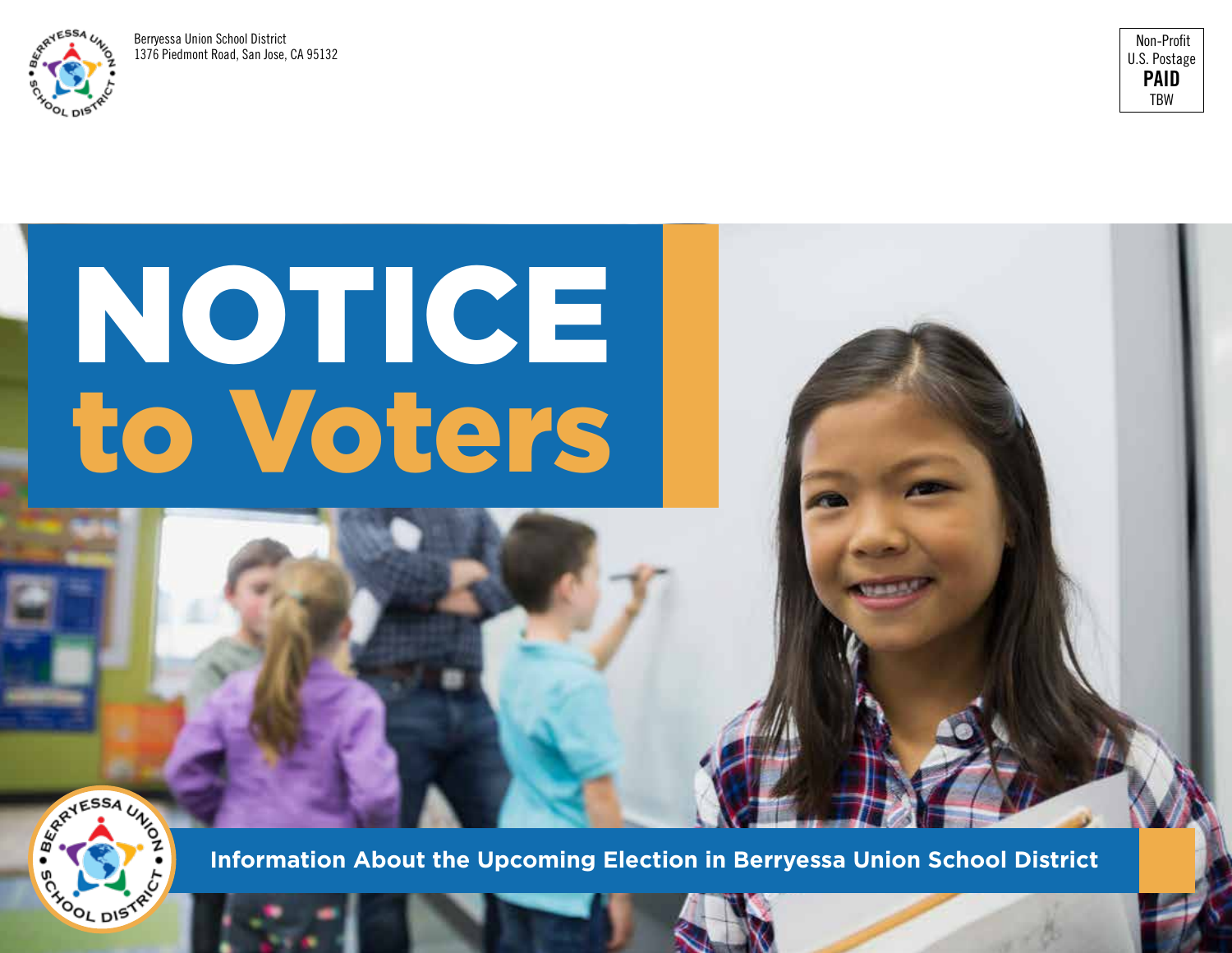Berryessa Union School District
1376 Piedmont Road, San Jose, CA 95132

Non-Profit
U.S. Postage
**PAID**
TBW

# NOTICE to Voters

**Information About the Upcoming Election in Berryessa Union School District**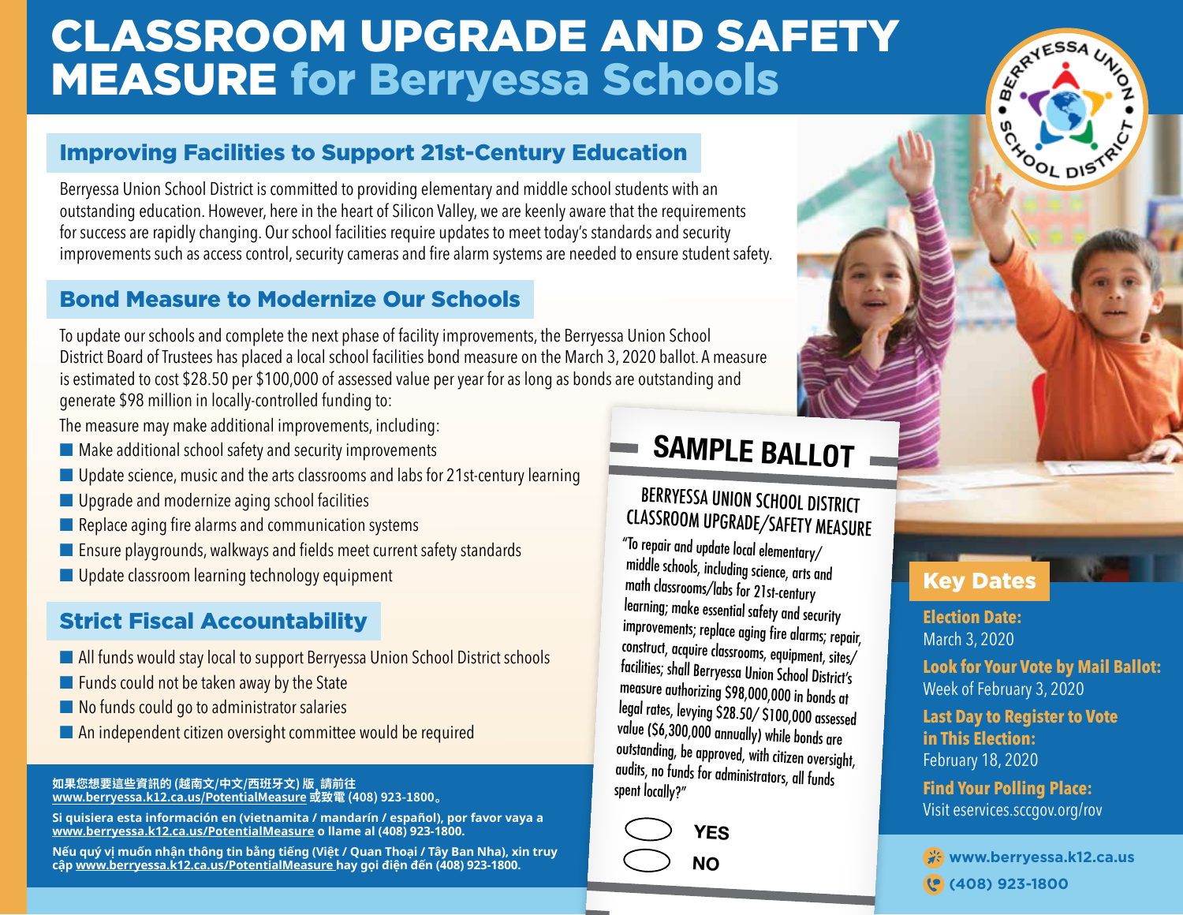# CLASSROOM UPGRADE AND SAFETY MEASURE for Berryessa Schools

## Improving Facilities to Support 21st-Century Education

Berryessa Union School District is committed to providing elementary and middle school students with an outstanding education. However, here in the heart of Silicon Valley, we are keenly aware that the requirements for success are rapidly changing. Our school facilities require updates to meet today's standards and security improvements such as access control, security cameras and fire alarm systems are needed to ensure student safety.

## Bond Measure to Modernize Our Schools

To update our schools and complete the next phase of facility improvements, the Berryessa Union School District Board of Trustees has placed a local school facilities bond measure on the March 3, 2020 ballot. A measure is estimated to cost $28.50 per $100,000 of assessed value per year for as long as bonds are outstanding and generate $98 million in locally-controlled funding to:

The measure may make additional improvements, including:

- Make additional school safety and security improvements
- Update science, music and the arts classrooms and labs for 21st-century learning
- Upgrade and modernize aging school facilities
- Replace aging fire alarms and communication systems
- Ensure playgrounds, walkways and fields meet current safety standards
- Update classroom learning technology equipment

## Strict Fiscal Accountability

- All funds would stay local to support Berryessa Union School District schools
- Funds could not be taken away by the State
- No funds could go to administrator salaries
- An independent citizen oversight committee would be required

**如果您想要這些資訊的 (越南文/中文/西班牙文) 版，請前往 www.berryessa.k12.ca.us/PotentialMeasure 或致電 (408) 923-1800。**

**Si quisiera esta información en (vietnamita / mandarín / español), por favor vaya a www.berryessa.k12.ca.us/PotentialMeasure o llame al (408) 923-1800.**

**Nếu quý vị muốn nhận thông tin bằng tiếng (Việt / Quan Thoại / Tây Ban Nha), xin truy cập www.berryessa.k12.ca.us/PotentialMeasure hay gọi điện đến (408) 923-1800.**

## SAMPLE BALLOT

**BERRYESSA UNION SCHOOL DISTRICT CLASSROOM UPGRADE/SAFETY MEASURE**

"To repair and update local elementary/middle schools, including science, arts and math classrooms/labs for 21st-century learning; make essential safety and security improvements; replace aging fire alarms; repair, construct, acquire classrooms, equipment, sites/facilities; shall Berryessa Union School District's measure authorizing $98,000,000 in bonds at legal rates, levying $28.50/ $100,000 assessed value ($6,300,000 annually) while bonds are outstanding, be approved, with citizen oversight, audits, no funds for administrators, all funds spent locally?"

- YES
- NO

## Key Dates

**Election Date:**
March 3, 2020

**Look for Your Vote by Mail Ballot:**
Week of February 3, 2020

**Last Day to Register to Vote in This Election:**
February 18, 2020

**Find Your Polling Place:**
Visit eservices.sccgov.org/rov

**www.berryessa.k12.ca.us**

**(408) 923-1800**